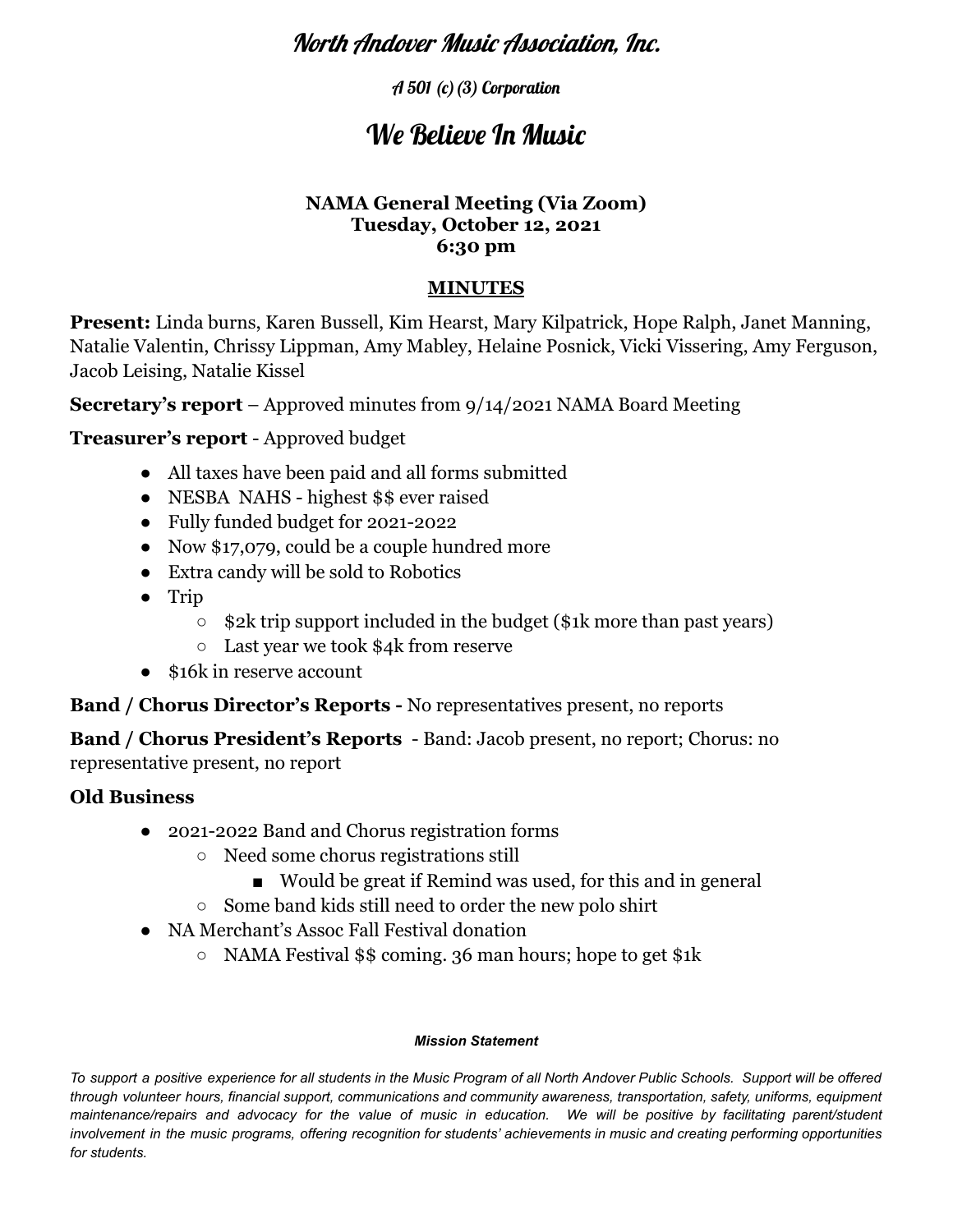# North Andover Music Association, Inc.

*A 501 (c) (3) Corporation*

# We Believe In Music

**NAMA General Meeting (Via Zoom)**
**Tuesday, October 12, 2021**
**6:30 pm**

## MINUTES

**Present:** Linda burns, Karen Bussell, Kim Hearst, Mary Kilpatrick, Hope Ralph, Janet Manning, Natalie Valentin, Chrissy Lippman, Amy Mabley, Helaine Posnick, Vicki Vissering, Amy Ferguson, Jacob Leising, Natalie Kissel

**Secretary's report** – Approved minutes from 9/14/2021 NAMA Board Meeting

**Treasurer's report** - Approved budget

- All taxes have been paid and all forms submitted
- NESBA NAHS - highest $$ ever raised
- Fully funded budget for 2021-2022
- Now $17,079, could be a couple hundred more
- Extra candy will be sold to Robotics
- Trip
  - $2k trip support included in the budget ($1k more than past years)
  - Last year we took $4k from reserve
- $16k in reserve account

**Band / Chorus Director's Reports -** No representatives present, no reports

**Band / Chorus President's Reports** - Band: Jacob present, no report; Chorus: no representative present, no report

### Old Business

- 2021-2022 Band and Chorus registration forms
  - Need some chorus registrations still
    - Would be great if Remind was used, for this and in general
  - Some band kids still need to order the new polo shirt
- NA Merchant's Assoc Fall Festival donation
  - NAMA Festival $$ coming. 36 man hours; hope to get $1k

***Mission Statement***

*To support a positive experience for all students in the Music Program of all North Andover Public Schools. Support will be offered through volunteer hours, financial support, communications and community awareness, transportation, safety, uniforms, equipment maintenance/repairs and advocacy for the value of music in education. We will be positive by facilitating parent/student involvement in the music programs, offering recognition for students' achievements in music and creating performing opportunities for students.*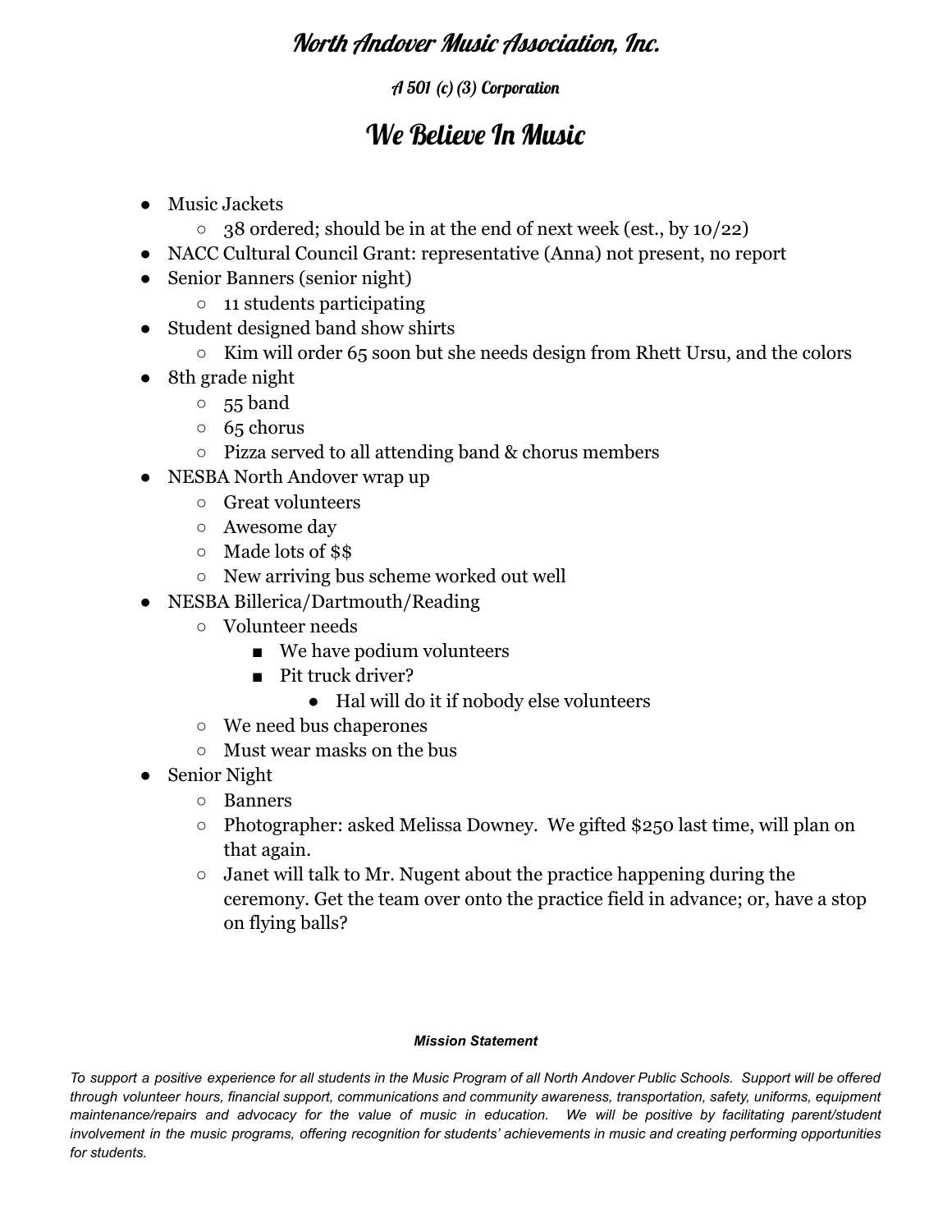# North Andover Music Association, Inc.

*A 501 (c) (3) Corporation*

## We Believe In Music

- Music Jackets
  - 38 ordered; should be in at the end of next week (est., by 10/22)
- NACC Cultural Council Grant: representative (Anna) not present, no report
- Senior Banners (senior night)
  - 11 students participating
- Student designed band show shirts
  - Kim will order 65 soon but she needs design from Rhett Ursu, and the colors
- 8th grade night
  - 55 band
  - 65 chorus
  - Pizza served to all attending band & chorus members
- NESBA North Andover wrap up
  - Great volunteers
  - Awesome day
  - Made lots of $$
  - New arriving bus scheme worked out well
- NESBA Billerica/Dartmouth/Reading
  - Volunteer needs
    - We have podium volunteers
    - Pit truck driver?
      - Hal will do it if nobody else volunteers
  - We need bus chaperones
  - Must wear masks on the bus
- Senior Night
  - Banners
  - Photographer: asked Melissa Downey. We gifted $250 last time, will plan on that again.
  - Janet will talk to Mr. Nugent about the practice happening during the ceremony. Get the team over onto the practice field in advance; or, have a stop on flying balls?

***Mission Statement***

*To support a positive experience for all students in the Music Program of all North Andover Public Schools. Support will be offered through volunteer hours, financial support, communications and community awareness, transportation, safety, uniforms, equipment maintenance/repairs and advocacy for the value of music in education. We will be positive by facilitating parent/student involvement in the music programs, offering recognition for students' achievements in music and creating performing opportunities for students.*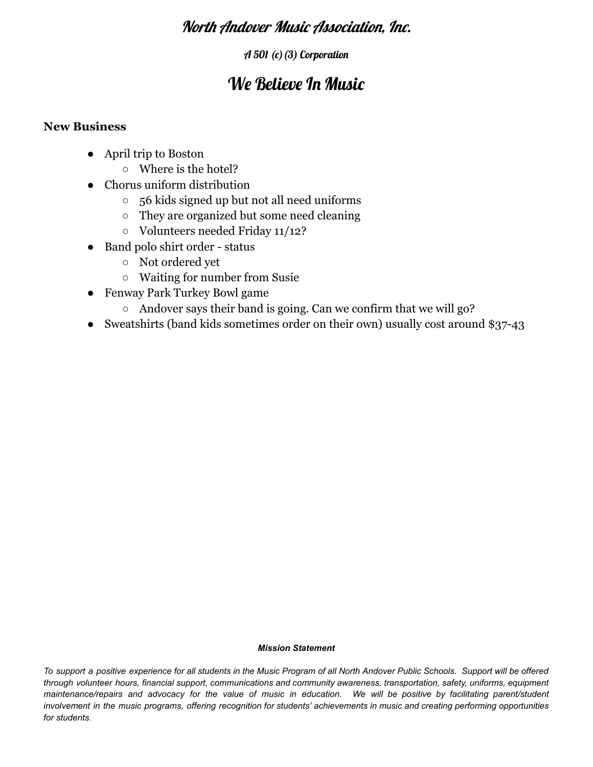# North Andover Music Association, Inc.

*A 501 (c) (3) Corporation*

## We Believe In Music

**New Business**

- April trip to Boston
  - Where is the hotel?
- Chorus uniform distribution
  - 56 kids signed up but not all need uniforms
  - They are organized but some need cleaning
  - Volunteers needed Friday 11/12?
- Band polo shirt order - status
  - Not ordered yet
  - Waiting for number from Susie
- Fenway Park Turkey Bowl game
  - Andover says their band is going. Can we confirm that we will go?
- Sweatshirts (band kids sometimes order on their own) usually cost around $37-43

***Mission Statement***

*To support a positive experience for all students in the Music Program of all North Andover Public Schools. Support will be offered through volunteer hours, financial support, communications and community awareness, transportation, safety, uniforms, equipment maintenance/repairs and advocacy for the value of music in education. We will be positive by facilitating parent/student involvement in the music programs, offering recognition for students' achievements in music and creating performing opportunities for students.*